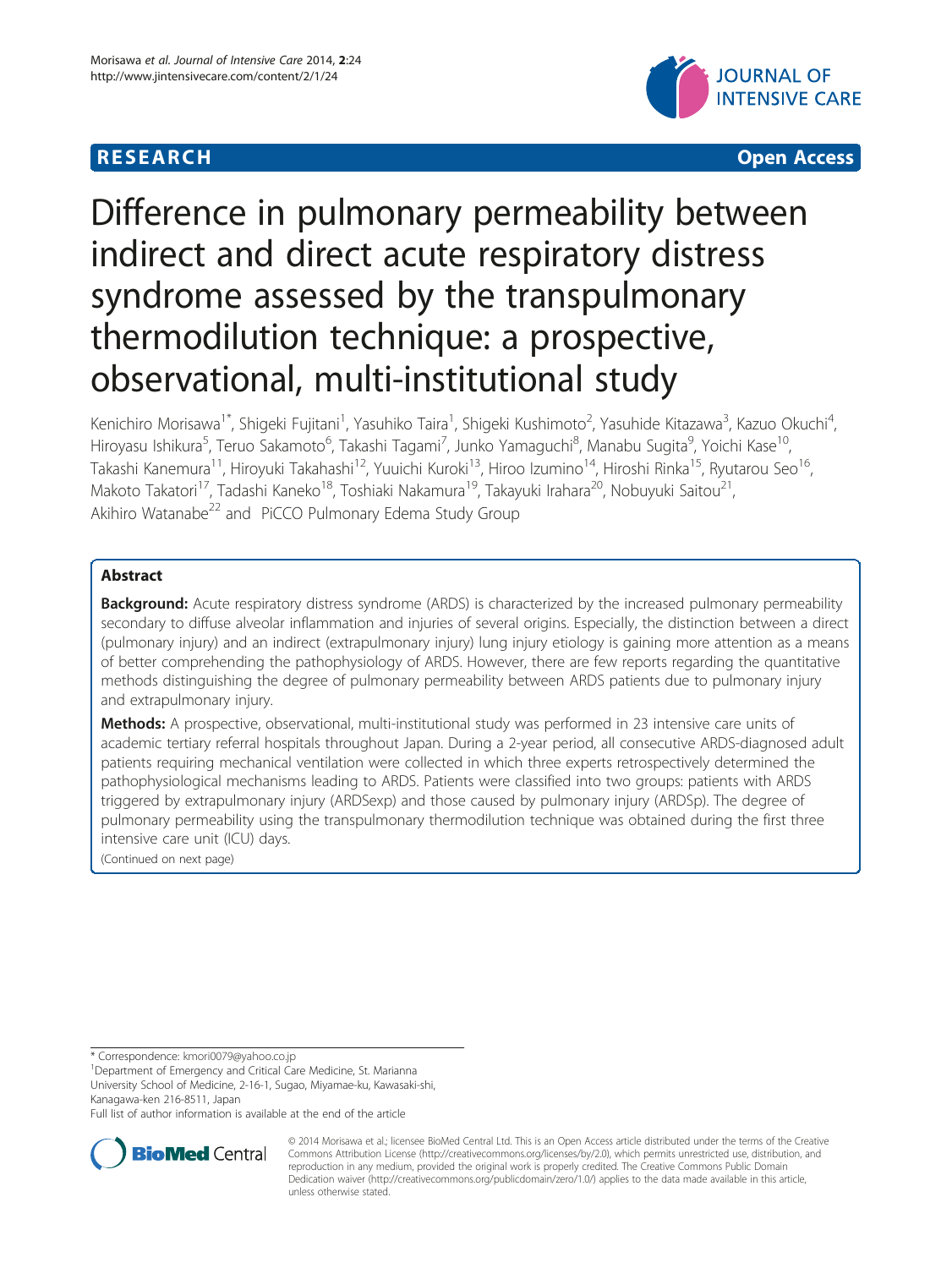RESEARCH Open Access

# Difference in pulmonary permeability between indirect and direct acute respiratory distress syndrome assessed by the transpulmonary thermodilution technique: a prospective, observational, multi-institutional study

Kenichiro Morisawa[1*], Shigeki Fujitani[1], Yasuhiko Taira[1], Shigeki Kushimoto[2], Yasuhide Kitazawa[3], Kazuo Okuchi[4], Hiroyasu Ishikura[5], Teruo Sakamoto[6], Takashi Tagami[7], Junko Yamaguchi[8], Manabu Sugita[9], Yoichi Kase[10], Takashi Kanemura[11], Hiroyuki Takahashi[12], Yuuichi Kuroki[13], Hiroo Izumino[14], Hiroshi Rinka[15], Ryutarou Seo[16], Makoto Takatori[17], Tadashi Kaneko[18], Toshiaki Nakamura[19], Takayuki Irahara[20], Nobuyuki Saitou[21], Akihiro Watanabe[22] and PiCCO Pulmonary Edema Study Group

## Abstract

**Background:** Acute respiratory distress syndrome (ARDS) is characterized by the increased pulmonary permeability secondary to diffuse alveolar inflammation and injuries of several origins. Especially, the distinction between a direct (pulmonary injury) and an indirect (extrapulmonary injury) lung injury etiology is gaining more attention as a means of better comprehending the pathophysiology of ARDS. However, there are few reports regarding the quantitative methods distinguishing the degree of pulmonary permeability between ARDS patients due to pulmonary injury and extrapulmonary injury.

**Methods:** A prospective, observational, multi-institutional study was performed in 23 intensive care units of academic tertiary referral hospitals throughout Japan. During a 2-year period, all consecutive ARDS-diagnosed adult patients requiring mechanical ventilation were collected in which three experts retrospectively determined the pathophysiological mechanisms leading to ARDS. Patients were classified into two groups: patients with ARDS triggered by extrapulmonary injury (ARDSexp) and those caused by pulmonary injury (ARDSp). The degree of pulmonary permeability using the transpulmonary thermodilution technique was obtained during the first three intensive care unit (ICU) days.

(Continued on next page)

* Correspondence: kmori0079@yahoo.co.jp
[1]Department of Emergency and Critical Care Medicine, St. Marianna University School of Medicine, 2-16-1, Sugao, Miyamae-ku, Kawasaki-shi, Kanagawa-ken 216-8511, Japan
Full list of author information is available at the end of the article

© 2014 Morisawa et al.; licensee BioMed Central Ltd. This is an Open Access article distributed under the terms of the Creative Commons Attribution License (http://creativecommons.org/licenses/by/2.0), which permits unrestricted use, distribution, and reproduction in any medium, provided the original work is properly credited. The Creative Commons Public Domain Dedication waiver (http://creativecommons.org/publicdomain/zero/1.0/) applies to the data made available in this article, unless otherwise stated.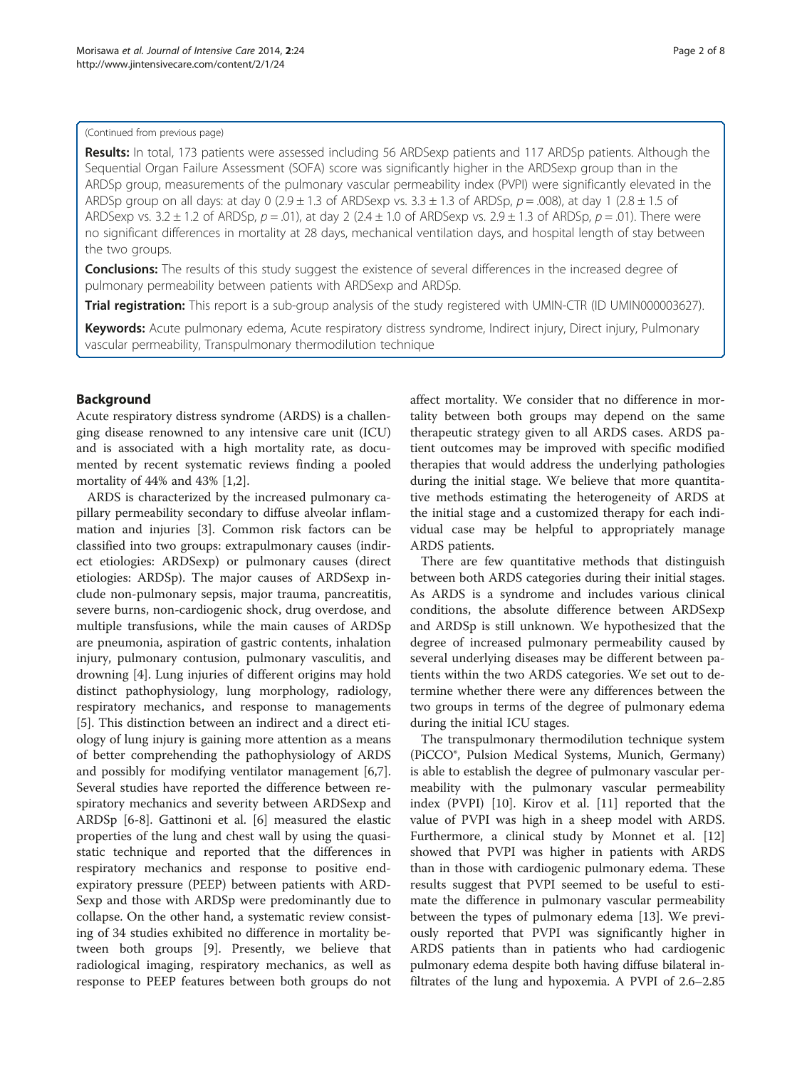(Continued from previous page)

**Results:** In total, 173 patients were assessed including 56 ARDSexp patients and 117 ARDSp patients. Although the Sequential Organ Failure Assessment (SOFA) score was significantly higher in the ARDSexp group than in the ARDSp group, measurements of the pulmonary vascular permeability index (PVPI) were significantly elevated in the ARDSp group on all days: at day 0 (2.9 ± 1.3 of ARDSexp vs. 3.3 ± 1.3 of ARDSp, $p = .008$), at day 1 (2.8 ± 1.5 of ARDSexp vs. 3.2 ± 1.2 of ARDSp, $p = .01$), at day 2 (2.4 ± 1.0 of ARDSexp vs. 2.9 ± 1.3 of ARDSp, $p = .01$). There were no significant differences in mortality at 28 days, mechanical ventilation days, and hospital length of stay between the two groups.

**Conclusions:** The results of this study suggest the existence of several differences in the increased degree of pulmonary permeability between patients with ARDSexp and ARDSp.

**Trial registration:** This report is a sub-group analysis of the study registered with UMIN-CTR (ID UMIN000003627).

**Keywords:** Acute pulmonary edema, Acute respiratory distress syndrome, Indirect injury, Direct injury, Pulmonary vascular permeability, Transpulmonary thermodilution technique

## Background

Acute respiratory distress syndrome (ARDS) is a challenging disease renowned to any intensive care unit (ICU) and is associated with a high mortality rate, as documented by recent systematic reviews finding a pooled mortality of 44% and 43% [1,2].

ARDS is characterized by the increased pulmonary capillary permeability secondary to diffuse alveolar inflammation and injuries [3]. Common risk factors can be classified into two groups: extrapulmonary causes (indirect etiologies: ARDSexp) or pulmonary causes (direct etiologies: ARDSp). The major causes of ARDSexp include non-pulmonary sepsis, major trauma, pancreatitis, severe burns, non-cardiogenic shock, drug overdose, and multiple transfusions, while the main causes of ARDSp are pneumonia, aspiration of gastric contents, inhalation injury, pulmonary contusion, pulmonary vasculitis, and drowning [4]. Lung injuries of different origins may hold distinct pathophysiology, lung morphology, radiology, respiratory mechanics, and response to managements [5]. This distinction between an indirect and a direct etiology of lung injury is gaining more attention as a means of better comprehending the pathophysiology of ARDS and possibly for modifying ventilator management [6,7]. Several studies have reported the difference between respiratory mechanics and severity between ARDSexp and ARDSp [6-8]. Gattinoni et al. [6] measured the elastic properties of the lung and chest wall by using the quasi-static technique and reported that the differences in respiratory mechanics and response to positive end-expiratory pressure (PEEP) between patients with ARDSexp and those with ARDSp were predominantly due to collapse. On the other hand, a systematic review consisting of 34 studies exhibited no difference in mortality between both groups [9]. Presently, we believe that radiological imaging, respiratory mechanics, as well as response to PEEP features between both groups do not affect mortality. We consider that no difference in mortality between both groups may depend on the same therapeutic strategy given to all ARDS cases. ARDS patient outcomes may be improved with specific modified therapies that would address the underlying pathologies during the initial stage. We believe that more quantitative methods estimating the heterogeneity of ARDS at the initial stage and a customized therapy for each individual case may be helpful to appropriately manage ARDS patients.

There are few quantitative methods that distinguish between both ARDS categories during their initial stages. As ARDS is a syndrome and includes various clinical conditions, the absolute difference between ARDSexp and ARDSp is still unknown. We hypothesized that the degree of increased pulmonary permeability caused by several underlying diseases may be different between patients within the two ARDS categories. We set out to determine whether there were any differences between the two groups in terms of the degree of pulmonary edema during the initial ICU stages.

The transpulmonary thermodilution technique system (PiCCO®, Pulsion Medical Systems, Munich, Germany) is able to establish the degree of pulmonary vascular permeability with the pulmonary vascular permeability index (PVPI) [10]. Kirov et al. [11] reported that the value of PVPI was high in a sheep model with ARDS. Furthermore, a clinical study by Monnet et al. [12] showed that PVPI was higher in patients with ARDS than in those with cardiogenic pulmonary edema. These results suggest that PVPI seemed to be useful to estimate the difference in pulmonary vascular permeability between the types of pulmonary edema [13]. We previously reported that PVPI was significantly higher in ARDS patients than in patients who had cardiogenic pulmonary edema despite both having diffuse bilateral infiltrates of the lung and hypoxemia. A PVPI of 2.6–2.85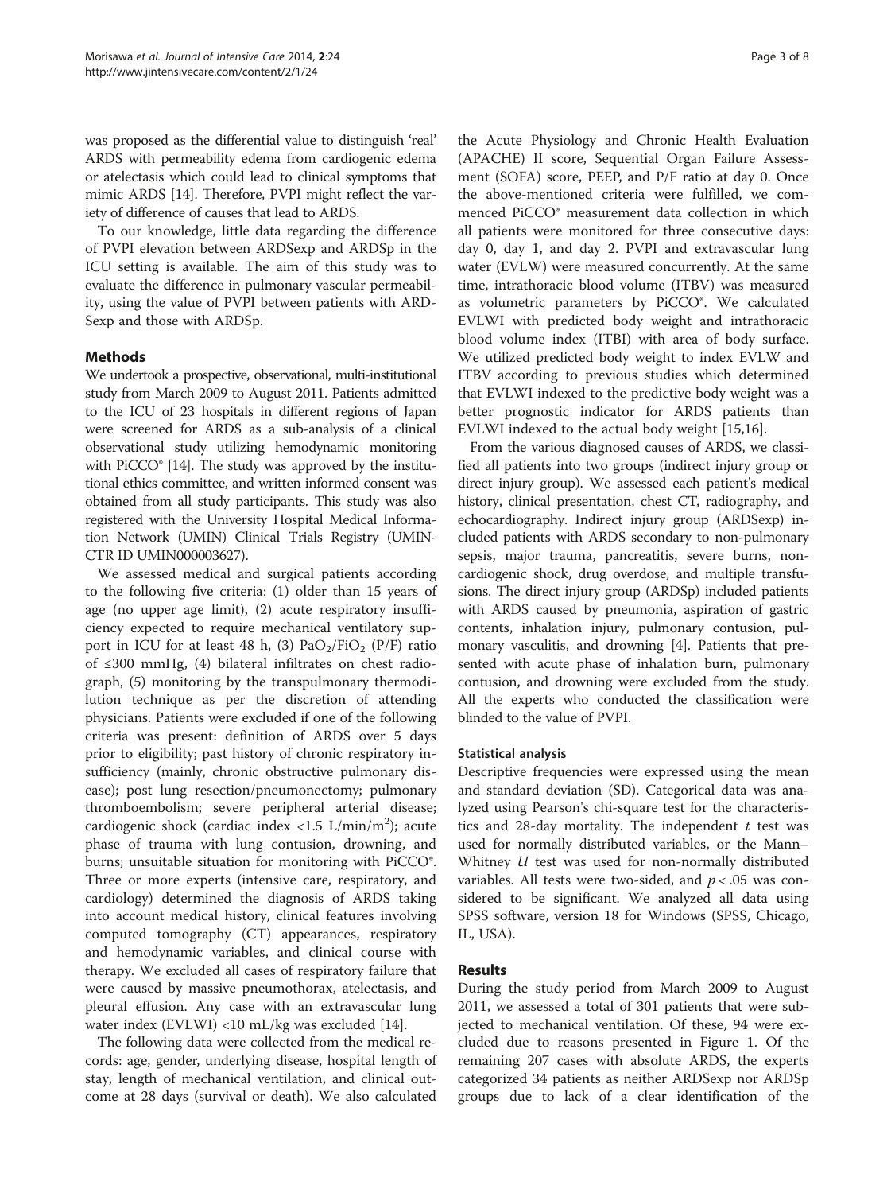was proposed as the differential value to distinguish 'real' ARDS with permeability edema from cardiogenic edema or atelectasis which could lead to clinical symptoms that mimic ARDS [14]. Therefore, PVPI might reflect the variety of difference of causes that lead to ARDS.

To our knowledge, little data regarding the difference of PVPI elevation between ARDSexp and ARDSp in the ICU setting is available. The aim of this study was to evaluate the difference in pulmonary vascular permeability, using the value of PVPI between patients with ARDSexp and those with ARDSp.

## Methods

We undertook a prospective, observational, multi-institutional study from March 2009 to August 2011. Patients admitted to the ICU of 23 hospitals in different regions of Japan were screened for ARDS as a sub-analysis of a clinical observational study utilizing hemodynamic monitoring with PiCCO® [14]. The study was approved by the institutional ethics committee, and written informed consent was obtained from all study participants. This study was also registered with the University Hospital Medical Information Network (UMIN) Clinical Trials Registry (UMIN-CTR ID UMIN000003627).

We assessed medical and surgical patients according to the following five criteria: (1) older than 15 years of age (no upper age limit), (2) acute respiratory insufficiency expected to require mechanical ventilatory support in ICU for at least 48 h, (3) $PaO_2/FiO_2$ (P/F) ratio of ≤300 mmHg, (4) bilateral infiltrates on chest radiograph, (5) monitoring by the transpulmonary thermodilution technique as per the discretion of attending physicians. Patients were excluded if one of the following criteria was present: definition of ARDS over 5 days prior to eligibility; past history of chronic respiratory insufficiency (mainly, chronic obstructive pulmonary disease); post lung resection/pneumonectomy; pulmonary thromboembolism; severe peripheral arterial disease; cardiogenic shock (cardiac index <1.5 L/min/$m^2$); acute phase of trauma with lung contusion, drowning, and burns; unsuitable situation for monitoring with PiCCO®. Three or more experts (intensive care, respiratory, and cardiology) determined the diagnosis of ARDS taking into account medical history, clinical features involving computed tomography (CT) appearances, respiratory and hemodynamic variables, and clinical course with therapy. We excluded all cases of respiratory failure that were caused by massive pneumothorax, atelectasis, and pleural effusion. Any case with an extravascular lung water index (EVLWI) <10 mL/kg was excluded [14].

The following data were collected from the medical records: age, gender, underlying disease, hospital length of stay, length of mechanical ventilation, and clinical outcome at 28 days (survival or death). We also calculated the Acute Physiology and Chronic Health Evaluation (APACHE) II score, Sequential Organ Failure Assessment (SOFA) score, PEEP, and P/F ratio at day 0. Once the above-mentioned criteria were fulfilled, we commenced PiCCO® measurement data collection in which all patients were monitored for three consecutive days: day 0, day 1, and day 2. PVPI and extravascular lung water (EVLW) were measured concurrently. At the same time, intrathoracic blood volume (ITBV) was measured as volumetric parameters by PiCCO®. We calculated EVLWI with predicted body weight and intrathoracic blood volume index (ITBI) with area of body surface. We utilized predicted body weight to index EVLW and ITBV according to previous studies which determined that EVLWI indexed to the predictive body weight was a better prognostic indicator for ARDS patients than EVLWI indexed to the actual body weight [15,16].

From the various diagnosed causes of ARDS, we classified all patients into two groups (indirect injury group or direct injury group). We assessed each patient's medical history, clinical presentation, chest CT, radiography, and echocardiography. Indirect injury group (ARDSexp) included patients with ARDS secondary to non-pulmonary sepsis, major trauma, pancreatitis, severe burns, non-cardiogenic shock, drug overdose, and multiple transfusions. The direct injury group (ARDSp) included patients with ARDS caused by pneumonia, aspiration of gastric contents, inhalation injury, pulmonary contusion, pulmonary vasculitis, and drowning [4]. Patients that presented with acute phase of inhalation burn, pulmonary contusion, and drowning were excluded from the study. All the experts who conducted the classification were blinded to the value of PVPI.

### Statistical analysis

Descriptive frequencies were expressed using the mean and standard deviation (SD). Categorical data was analyzed using Pearson's chi-square test for the characteristics and 28-day mortality. The independent $t$ test was used for normally distributed variables, or the Mann–Whitney $U$ test was used for non-normally distributed variables. All tests were two-sided, and $p < .05$ was considered to be significant. We analyzed all data using SPSS software, version 18 for Windows (SPSS, Chicago, IL, USA).

## Results

During the study period from March 2009 to August 2011, we assessed a total of 301 patients that were subjected to mechanical ventilation. Of these, 94 were excluded due to reasons presented in Figure 1. Of the remaining 207 cases with absolute ARDS, the experts categorized 34 patients as neither ARDSexp nor ARDSp groups due to lack of a clear identification of the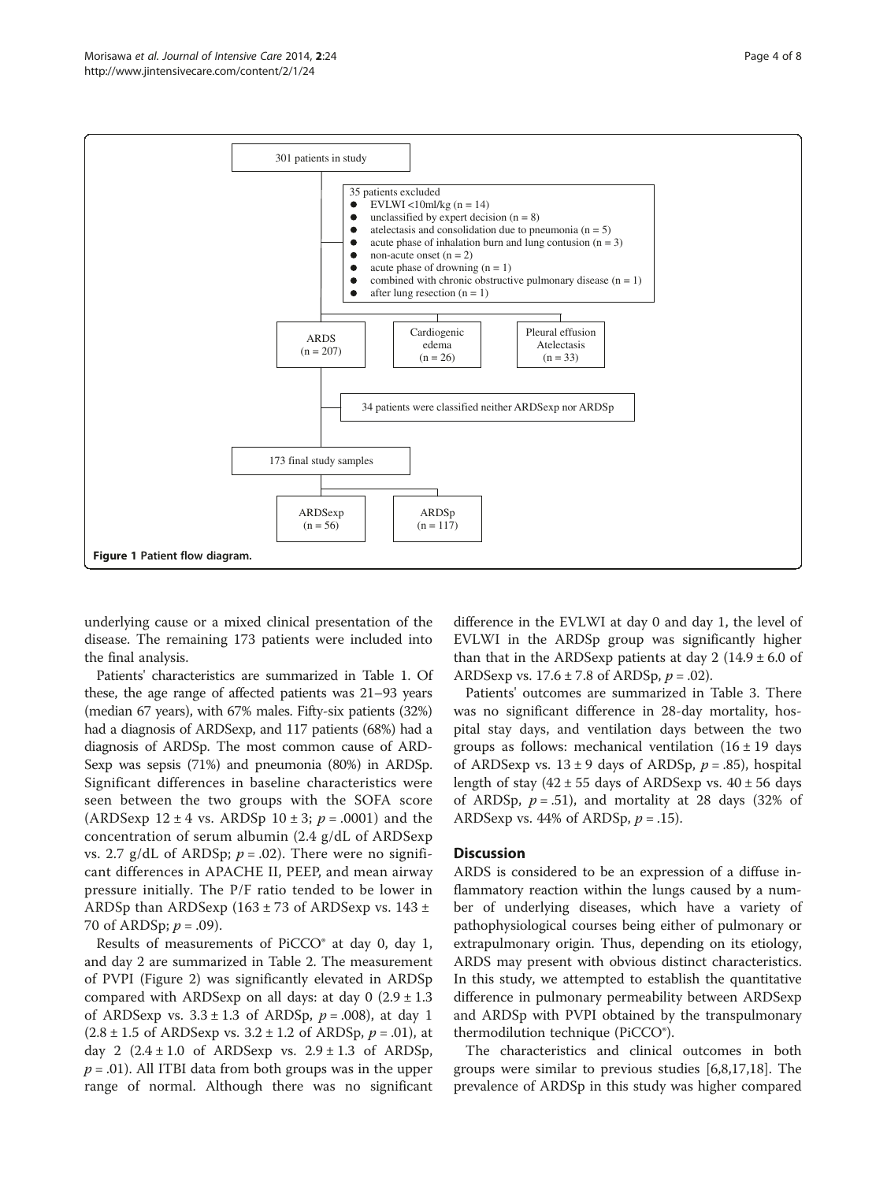301 patients in study

35 patients excluded

- EVLWI <10ml/kg (n = 14)
- unclassified by expert decision (n = 8)
- atelectasis and consolidation due to pneumonia (n = 5)
- acute phase of inhalation burn and lung contusion (n = 3)
- non-acute onset (n = 2)
- acute phase of drowning (n = 1)
- combined with chronic obstructive pulmonary disease (n = 1)
- after lung resection (n = 1)

ARDS (n = 207) | Cardiogenic edema (n = 26) | Pleural effusion Atelectasis (n = 33)

34 patients were classified neither ARDSexp nor ARDSp

173 final study samples

ARDSexp (n = 56) | ARDSp (n = 117)

**Figure 1 Patient flow diagram.**

underlying cause or a mixed clinical presentation of the disease. The remaining 173 patients were included into the final analysis.

Patients' characteristics are summarized in Table 1. Of these, the age range of affected patients was 21–93 years (median 67 years), with 67% males. Fifty-six patients (32%) had a diagnosis of ARDSexp, and 117 patients (68%) had a diagnosis of ARDSp. The most common cause of ARDSexp was sepsis (71%) and pneumonia (80%) in ARDSp. Significant differences in baseline characteristics were seen between the two groups with the SOFA score (ARDSexp 12 ± 4 vs. ARDSp 10 ± 3; $p = .0001$) and the concentration of serum albumin (2.4 g/dL of ARDSexp vs. 2.7 g/dL of ARDSp; $p = .02$). There were no significant differences in APACHE II, PEEP, and mean airway pressure initially. The P/F ratio tended to be lower in ARDSp than ARDSexp (163 ± 73 of ARDSexp vs. 143 ± 70 of ARDSp; $p = .09$).

Results of measurements of PiCCO® at day 0, day 1, and day 2 are summarized in Table 2. The measurement of PVPI (Figure 2) was significantly elevated in ARDSp compared with ARDSexp on all days: at day 0 (2.9 ± 1.3 of ARDSexp vs. 3.3 ± 1.3 of ARDSp, $p = .008$), at day 1 (2.8 ± 1.5 of ARDSexp vs. 3.2 ± 1.2 of ARDSp, $p = .01$), at day 2 (2.4 ± 1.0 of ARDSexp vs. 2.9 ± 1.3 of ARDSp, $p = .01$). All ITBI data from both groups was in the upper range of normal. Although there was no significant difference in the EVLWI at day 0 and day 1, the level of EVLWI in the ARDSp group was significantly higher than that in the ARDSexp patients at day 2 (14.9 ± 6.0 of ARDSexp vs. 17.6 ± 7.8 of ARDSp, $p = .02$).

Patients' outcomes are summarized in Table 3. There was no significant difference in 28-day mortality, hospital stay days, and ventilation days between the two groups as follows: mechanical ventilation (16 ± 19 days of ARDSexp vs. 13 ± 9 days of ARDSp, $p = .85$), hospital length of stay (42 ± 55 days of ARDSexp vs. 40 ± 56 days of ARDSp, $p = .51$), and mortality at 28 days (32% of ARDSexp vs. 44% of ARDSp, $p = .15$).

## Discussion

ARDS is considered to be an expression of a diffuse inflammatory reaction within the lungs caused by a number of underlying diseases, which have a variety of pathophysiological courses being either of pulmonary or extrapulmonary origin. Thus, depending on its etiology, ARDS may present with obvious distinct characteristics. In this study, we attempted to establish the quantitative difference in pulmonary permeability between ARDSexp and ARDSp with PVPI obtained by the transpulmonary thermodilution technique (PiCCO®).

The characteristics and clinical outcomes in both groups were similar to previous studies [6,8,17,18]. The prevalence of ARDSp in this study was higher compared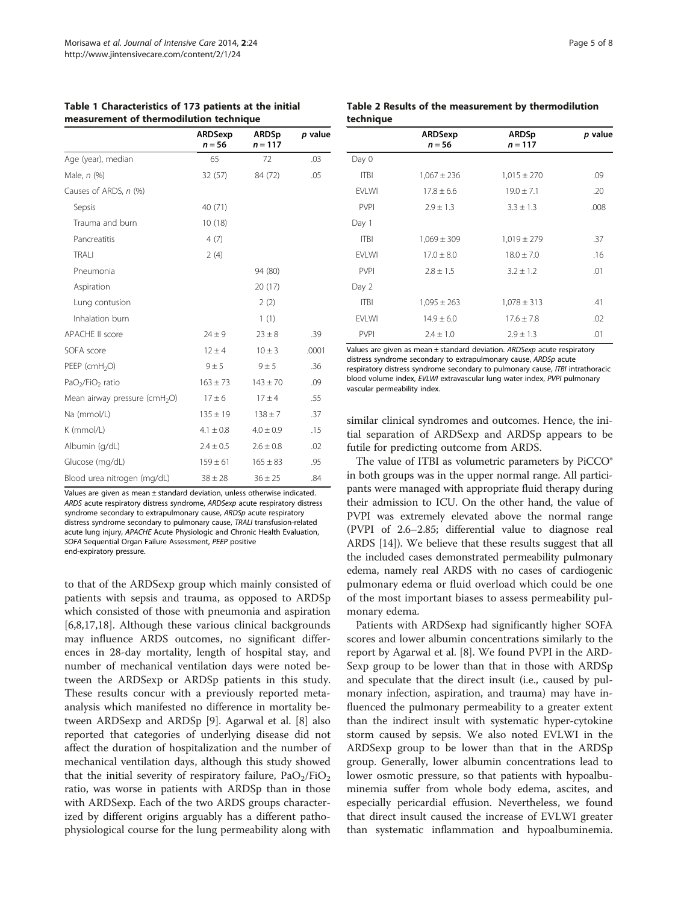**Table 1 Characteristics of 173 patients at the initial measurement of thermodilution technique**

| | ARDSexp $n = 56$ | ARDSp $n = 117$ | *p* value |
|---|---|---|---|
| Age (year), median | 65 | 72 | .03 |
| Male, *n* (%) | 32 (57) | 84 (72) | .05 |
| Causes of ARDS, *n* (%) | | | |
| Sepsis | 40 (71) | | |
| Trauma and burn | 10 (18) | | |
| Pancreatitis | 4 (7) | | |
| TRALI | 2 (4) | | |
| Pneumonia | | 94 (80) | |
| Aspiration | | 20 (17) | |
| Lung contusion | | 2 (2) | |
| Inhalation burn | | 1 (1) | |
| APACHE II score | 24 ± 9 | 23 ± 8 | .39 |
| SOFA score | 12 ± 4 | 10 ± 3 | .0001 |
| PEEP ($cmH_2O$) | 9 ± 5 | 9 ± 5 | .36 |
| $PaO_2/FiO_2$ ratio | 163 ± 73 | 143 ± 70 | .09 |
| Mean airway pressure ($cmH_2O$) | 17 ± 6 | 17 ± 4 | .55 |
| Na (mmol/L) | 135 ± 19 | 138 ± 7 | .37 |
| K (mmol/L) | 4.1 ± 0.8 | 4.0 ± 0.9 | .15 |
| Albumin (g/dL) | 2.4 ± 0.5 | 2.6 ± 0.8 | .02 |
| Glucose (mg/dL) | 159 ± 61 | 165 ± 83 | .95 |
| Blood urea nitrogen (mg/dL) | 38 ± 28 | 36 ± 25 | .84 |

Values are given as mean ± standard deviation, unless otherwise indicated. *ARDS* acute respiratory distress syndrome, *ARDSexp* acute respiratory distress syndrome secondary to extrapulmonary cause, *ARDSp* acute respiratory distress syndrome secondary to pulmonary cause, *TRALI* transfusion-related acute lung injury, *APACHE* Acute Physiologic and Chronic Health Evaluation, *SOFA* Sequential Organ Failure Assessment, *PEEP* positive end-expiratory pressure.

**Table 2 Results of the measurement by thermodilution technique**

| | ARDSexp $n = 56$ | ARDSp $n = 117$ | *p* value |
|---|---|---|---|
| Day 0 | | | |
| ITBI | 1,067 ± 236 | 1,015 ± 270 | .09 |
| EVLWI | 17.8 ± 6.6 | 19.0 ± 7.1 | .20 |
| PVPI | 2.9 ± 1.3 | 3.3 ± 1.3 | .008 |
| Day 1 | | | |
| ITBI | 1,069 ± 309 | 1,019 ± 279 | .37 |
| EVLWI | 17.0 ± 8.0 | 18.0 ± 7.0 | .16 |
| PVPI | 2.8 ± 1.5 | 3.2 ± 1.2 | .01 |
| Day 2 | | | |
| ITBI | 1,095 ± 263 | 1,078 ± 313 | .41 |
| EVLWI | 14.9 ± 6.0 | 17.6 ± 7.8 | .02 |
| PVPI | 2.4 ± 1.0 | 2.9 ± 1.3 | .01 |

Values are given as mean ± standard deviation. *ARDSexp* acute respiratory distress syndrome secondary to extrapulmonary cause, *ARDSp* acute respiratory distress syndrome secondary to pulmonary cause, *ITBI* intrathoracic blood volume index, *EVLWI* extravascular lung water index, *PVPI* pulmonary vascular permeability index.

to that of the ARDSexp group which mainly consisted of patients with sepsis and trauma, as opposed to ARDSp which consisted of those with pneumonia and aspiration [6,8,17,18]. Although these various clinical backgrounds may influence ARDS outcomes, no significant differences in 28-day mortality, length of hospital stay, and number of mechanical ventilation days were noted between the ARDSexp or ARDSp patients in this study. These results concur with a previously reported meta-analysis which manifested no difference in mortality between ARDSexp and ARDSp [9]. Agarwal et al. [8] also reported that categories of underlying disease did not affect the duration of hospitalization and the number of mechanical ventilation days, although this study showed that the initial severity of respiratory failure, $PaO_2/FiO_2$ ratio, was worse in patients with ARDSp than in those with ARDSexp. Each of the two ARDS groups characterized by different origins arguably has a different pathophysiological course for the lung permeability along with similar clinical syndromes and outcomes. Hence, the initial separation of ARDSexp and ARDSp appears to be futile for predicting outcome from ARDS.

The value of ITBI as volumetric parameters by PiCCO® in both groups was in the upper normal range. All participants were managed with appropriate fluid therapy during their admission to ICU. On the other hand, the value of PVPI was extremely elevated above the normal range (PVPI of 2.6–2.85; differential value to diagnose real ARDS [14]). We believe that these results suggest that all the included cases demonstrated permeability pulmonary edema, namely real ARDS with no cases of cardiogenic pulmonary edema or fluid overload which could be one of the most important biases to assess permeability pulmonary edema.

Patients with ARDSexp had significantly higher SOFA scores and lower albumin concentrations similarly to the report by Agarwal et al. [8]. We found PVPI in the ARDSexp group to be lower than that in those with ARDSp and speculate that the direct insult (i.e., caused by pulmonary infection, aspiration, and trauma) may have influenced the pulmonary permeability to a greater extent than the indirect insult with systematic hyper-cytokine storm caused by sepsis. We also noted EVLWI in the ARDSexp group to be lower than that in the ARDSp group. Generally, lower albumin concentrations lead to lower osmotic pressure, so that patients with hypoalbuminemia suffer from whole body edema, ascites, and especially pericardial effusion. Nevertheless, we found that direct insult caused the increase of EVLWI greater than systematic inflammation and hypoalbuminemia.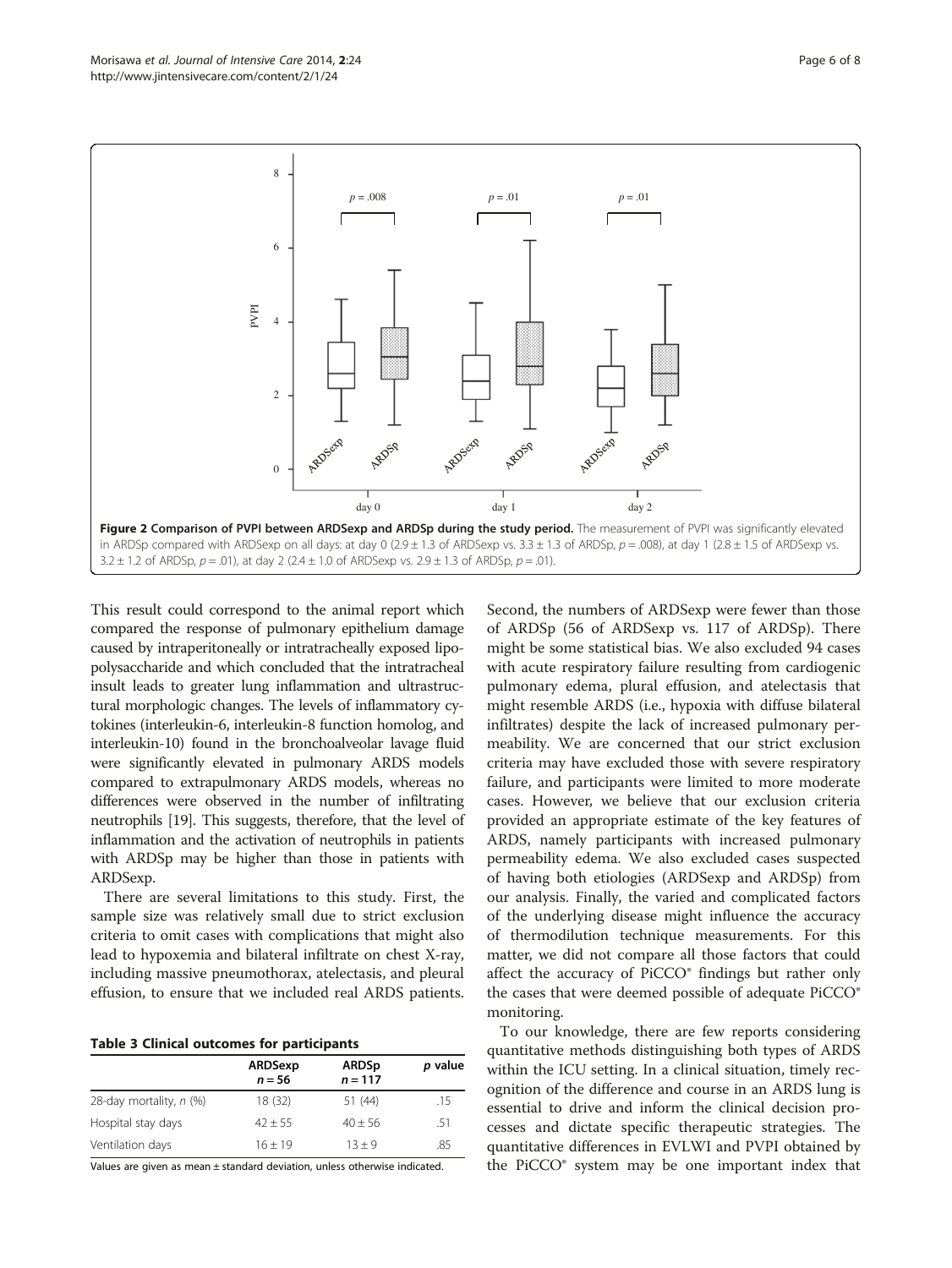**Figure 2 Comparison of PVPI between ARDSexp and ARDSp during the study period.** The measurement of PVPI was significantly elevated in ARDSp compared with ARDSexp on all days: at day 0 (2.9 ± 1.3 of ARDSexp vs. 3.3 ± 1.3 of ARDSp, $p = .008$), at day 1 (2.8 ± 1.5 of ARDSexp vs. 3.2 ± 1.2 of ARDSp, $p = .01$), at day 2 (2.4 ± 1.0 of ARDSexp vs. 2.9 ± 1.3 of ARDSp, $p = .01$).

This result could correspond to the animal report which compared the response of pulmonary epithelium damage caused by intraperitoneally or intratracheally exposed lipopolysaccharide and which concluded that the intratracheal insult leads to greater lung inflammation and ultrastructural morphologic changes. The levels of inflammatory cytokines (interleukin-6, interleukin-8 function homolog, and interleukin-10) found in the bronchoalveolar lavage fluid were significantly elevated in pulmonary ARDS models compared to extrapulmonary ARDS models, whereas no differences were observed in the number of infiltrating neutrophils [19]. This suggests, therefore, that the level of inflammation and the activation of neutrophils in patients with ARDSp may be higher than those in patients with ARDSexp.

There are several limitations to this study. First, the sample size was relatively small due to strict exclusion criteria to omit cases with complications that might also lead to hypoxemia and bilateral infiltrate on chest X-ray, including massive pneumothorax, atelectasis, and pleural effusion, to ensure that we included real ARDS patients. Second, the numbers of ARDSexp were fewer than those of ARDSp (56 of ARDSexp vs. 117 of ARDSp). There might be some statistical bias. We also excluded 94 cases with acute respiratory failure resulting from cardiogenic pulmonary edema, plural effusion, and atelectasis that might resemble ARDS (i.e., hypoxia with diffuse bilateral infiltrates) despite the lack of increased pulmonary permeability. We are concerned that our strict exclusion criteria may have excluded those with severe respiratory failure, and participants were limited to more moderate cases. However, we believe that our exclusion criteria provided an appropriate estimate of the key features of ARDS, namely participants with increased pulmonary permeability edema. We also excluded cases suspected of having both etiologies (ARDSexp and ARDSp) from our analysis. Finally, the varied and complicated factors of the underlying disease might influence the accuracy of thermodilution technique measurements. For this matter, we did not compare all those factors that could affect the accuracy of PiCCO® findings but rather only the cases that were deemed possible of adequate PiCCO® monitoring.

**Table 3 Clinical outcomes for participants**

| | ARDSexp $n = 56$ | ARDSp $n = 117$ | $p$ value |
|---|---|---|---|
| 28-day mortality, $n$ (%) | 18 (32) | 51 (44) | .15 |
| Hospital stay days | 42 ± 55 | 40 ± 56 | .51 |
| Ventilation days | 16 ± 19 | 13 ± 9 | .85 |

Values are given as mean ± standard deviation, unless otherwise indicated.

To our knowledge, there are few reports considering quantitative methods distinguishing both types of ARDS within the ICU setting. In a clinical situation, timely recognition of the difference and course in an ARDS lung is essential to drive and inform the clinical decision processes and dictate specific therapeutic strategies. The quantitative differences in EVLWI and PVPI obtained by the PiCCO® system may be one important index that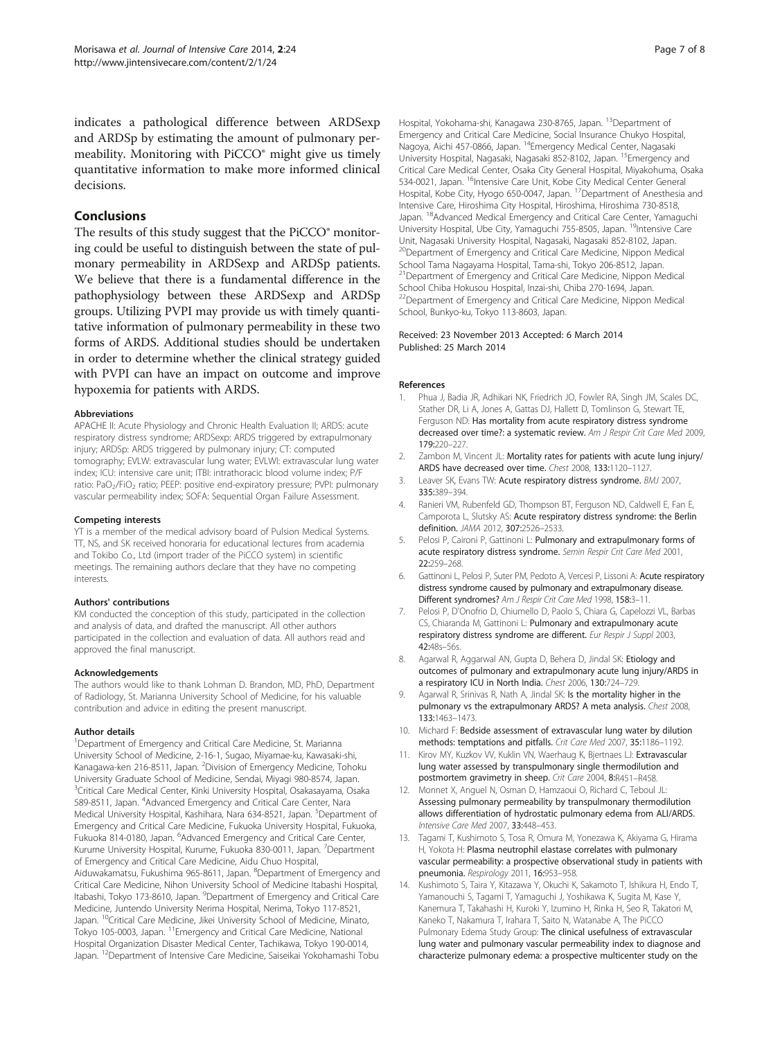indicates a pathological difference between ARDSexp and ARDSp by estimating the amount of pulmonary permeability. Monitoring with PiCCO® might give us timely quantitative information to make more informed clinical decisions.

## Conclusions

The results of this study suggest that the PiCCO® monitoring could be useful to distinguish between the state of pulmonary permeability in ARDSexp and ARDSp patients. We believe that there is a fundamental difference in the pathophysiology between these ARDSexp and ARDSp groups. Utilizing PVPI may provide us with timely quantitative information of pulmonary permeability in these two forms of ARDS. Additional studies should be undertaken in order to determine whether the clinical strategy guided with PVPI can have an impact on outcome and improve hypoxemia for patients with ARDS.

#### Abbreviations

APACHE II: Acute Physiology and Chronic Health Evaluation II; ARDS: acute respiratory distress syndrome; ARDSexp: ARDS triggered by extrapulmonary injury; ARDSp: ARDS triggered by pulmonary injury; CT: computed tomography; EVLW: extravascular lung water; EVLWI: extravascular lung water index; ICU: intensive care unit; ITBI: intrathoracic blood volume index; P/F ratio: $PaO_2/FiO_2$ ratio; PEEP: positive end-expiratory pressure; PVPI: pulmonary vascular permeability index; SOFA: Sequential Organ Failure Assessment.

#### Competing interests

YT is a member of the medical advisory board of Pulsion Medical Systems. TT, NS, and SK received honoraria for educational lectures from academia and Tokibo Co., Ltd (import trader of the PiCCO system) in scientific meetings. The remaining authors declare that they have no competing interests.

#### Authors' contributions

KM conducted the conception of this study, participated in the collection and analysis of data, and drafted the manuscript. All other authors participated in the collection and evaluation of data. All authors read and approved the final manuscript.

#### Acknowledgements

The authors would like to thank Lohman D. Brandon, MD, PhD, Department of Radiology, St. Marianna University School of Medicine, for his valuable contribution and advice in editing the present manuscript.

#### Author details

[1]Department of Emergency and Critical Care Medicine, St. Marianna University School of Medicine, 2-16-1, Sugao, Miyamae-ku, Kawasaki-shi, Kanagawa-ken 216-8511, Japan. [2]Division of Emergency Medicine, Tohoku University Graduate School of Medicine, Sendai, Miyagi 980-8574, Japan. [3]Critical Care Medical Center, Kinki University Hospital, Osakasayama, Osaka 589-8511, Japan. [4]Advanced Emergency and Critical Care Center, Nara Medical University Hospital, Kashihara, Nara 634-8521, Japan. [5]Department of Emergency and Critical Care Medicine, Fukuoka University Hospital, Fukuoka, Fukuoka 814-0180, Japan. [6]Advanced Emergency and Critical Care Center, Kurume University Hospital, Kurume, Fukuoka 830-0011, Japan. [7]Department of Emergency and Critical Care Medicine, Aidu Chuo Hospital, Aiduwakamatsu, Fukushima 965-8611, Japan. [8]Department of Emergency and Critical Care Medicine, Nihon University School of Medicine Itabashi Hospital, Itabashi, Tokyo 173-8610, Japan. [9]Department of Emergency and Critical Care Medicine, Juntendo University Nerima Hospital, Nerima, Tokyo 117-8521, Japan. [10]Critical Care Medicine, Jikei University School of Medicine, Minato, Tokyo 105-0003, Japan. [11]Emergency and Critical Care Medicine, National Hospital Organization Disaster Medical Center, Tachikawa, Tokyo 190-0014, Japan. [12]Department of Intensive Care Medicine, Saiseikai Yokohamashi Tobu Hospital, Yokohama-shi, Kanagawa 230-8765, Japan. [13]Department of Emergency and Critical Care Medicine, Social Insurance Chukyo Hospital, Nagoya, Aichi 457-0866, Japan. [14]Emergency Medical Center, Nagasaki University Hospital, Nagasaki, Nagasaki 852-8102, Japan. [15]Emergency and Critical Care Medical Center, Osaka City General Hospital, Miyakohuma, Osaka 534-0021, Japan. [16]Intensive Care Unit, Kobe City Medical Center General Hospital, Kobe City, Hyogo 650-0047, Japan. [17]Department of Anesthesia and Intensive Care, Hiroshima City Hospital, Hiroshima, Hiroshima 730-8518, Japan. [18]Advanced Medical Emergency and Critical Care Center, Yamaguchi University Hospital, Ube City, Yamaguchi 755-8505, Japan. [19]Intensive Care Unit, Nagasaki University Hospital, Nagasaki, Nagasaki 852-8102, Japan. [20]Department of Emergency and Critical Care Medicine, Nippon Medical School Tama Nagayama Hospital, Tama-shi, Tokyo 206-8512, Japan. [21]Department of Emergency and Critical Care Medicine, Nippon Medical School Chiba Hokusou Hospital, Inzai-shi, Chiba 270-1694, Japan. [22]Department of Emergency and Critical Care Medicine, Nippon Medical School, Bunkyo-ku, Tokyo 113-8603, Japan.

Received: 23 November 2013 Accepted: 6 March 2014
Published: 25 March 2014

#### References

1. Phua J, Badia JR, Adhikari NK, Friedrich JO, Fowler RA, Singh JM, Scales DC, Stather DR, Li A, Jones A, Gattas DJ, Hallett D, Tomlinson G, Stewart TE, Ferguson ND: **Has mortality from acute respiratory distress syndrome decreased over time?: a systematic review.** *Am J Respir Crit Care Med* 2009, **179:**220–227.
2. Zambon M, Vincent JL: **Mortality rates for patients with acute lung injury/ARDS have decreased over time.** *Chest* 2008, **133:**1120–1127.
3. Leaver SK, Evans TW: **Acute respiratory distress syndrome.** *BMJ* 2007, **335:**389–394.
4. Ranieri VM, Rubenfeld GD, Thompson BT, Ferguson ND, Caldwell E, Fan E, Camporota L, Slutsky AS: **Acute respiratory distress syndrome: the Berlin definition.** *JAMA* 2012, **307:**2526–2533.
5. Pelosi P, Caironi P, Gattinoni L: **Pulmonary and extrapulmonary forms of acute respiratory distress syndrome.** *Semin Respir Crit Care Med* 2001, **22:**259–268.
6. Gattinoni L, Pelosi P, Suter PM, Pedoto A, Vercesi P, Lissoni A: **Acute respiratory distress syndrome caused by pulmonary and extrapulmonary disease. Different syndromes?** *Am J Respir Crit Care Med* 1998, **158:**3–11.
7. Pelosi P, D'Onofrio D, Chiumello D, Paolo S, Chiara G, Capelozzi VL, Barbas CS, Chiaranda M, Gattinoni L: **Pulmonary and extrapulmonary acute respiratory distress syndrome are different.** *Eur Respir J Suppl* 2003, **42:**48s–56s.
8. Agarwal R, Aggarwal AN, Gupta D, Behera D, Jindal SK: **Etiology and outcomes of pulmonary and extrapulmonary acute lung injury/ARDS in a respiratory ICU in North India.** *Chest* 2006, **130:**724–729.
9. Agarwal R, Srinivas R, Nath A, Jindal SK: **Is the mortality higher in the pulmonary vs the extrapulmonary ARDS? A meta analysis.** *Chest* 2008, **133:**1463–1473.
10. Michard F: **Bedside assessment of extravascular lung water by dilution methods: temptations and pitfalls.** *Crit Care Med* 2007, **35:**1186–1192.
11. Kirov MY, Kuzkov VV, Kuklin VN, Waerhaug K, Bjertnaes LJ: **Extravascular lung water assessed by transpulmonary single thermodilution and postmortem gravimetry in sheep.** *Crit Care* 2004, **8:**R451–R458.
12. Monnet X, Anguel N, Osman D, Hamzaoui O, Richard C, Teboul JL: **Assessing pulmonary permeability by transpulmonary thermodilution allows differentiation of hydrostatic pulmonary edema from ALI/ARDS.** *Intensive Care Med* 2007, **33:**448–453.
13. Tagami T, Kushimoto S, Tosa R, Omura M, Yonezawa K, Akiyama G, Hirama H, Yokota H: **Plasma neutrophil elastase correlates with pulmonary vascular permeability: a prospective observational study in patients with pneumonia.** *Respirology* 2011, **16:**953–958.
14. Kushimoto S, Taira Y, Kitazawa Y, Okuchi K, Sakamoto T, Ishikura H, Endo T, Yamanouchi S, Tagami T, Yamaguchi J, Yoshikawa K, Sugita M, Kase Y, Kanemura T, Takahashi H, Kuroki Y, Izumino H, Rinka H, Seo R, Takatori M, Kaneko T, Nakamura T, Irahara T, Saito N, Watanabe A, The PiCCO Pulmonary Edema Study Group: **The clinical usefulness of extravascular lung water and pulmonary vascular permeability index to diagnose and characterize pulmonary edema: a prospective multicenter study on the**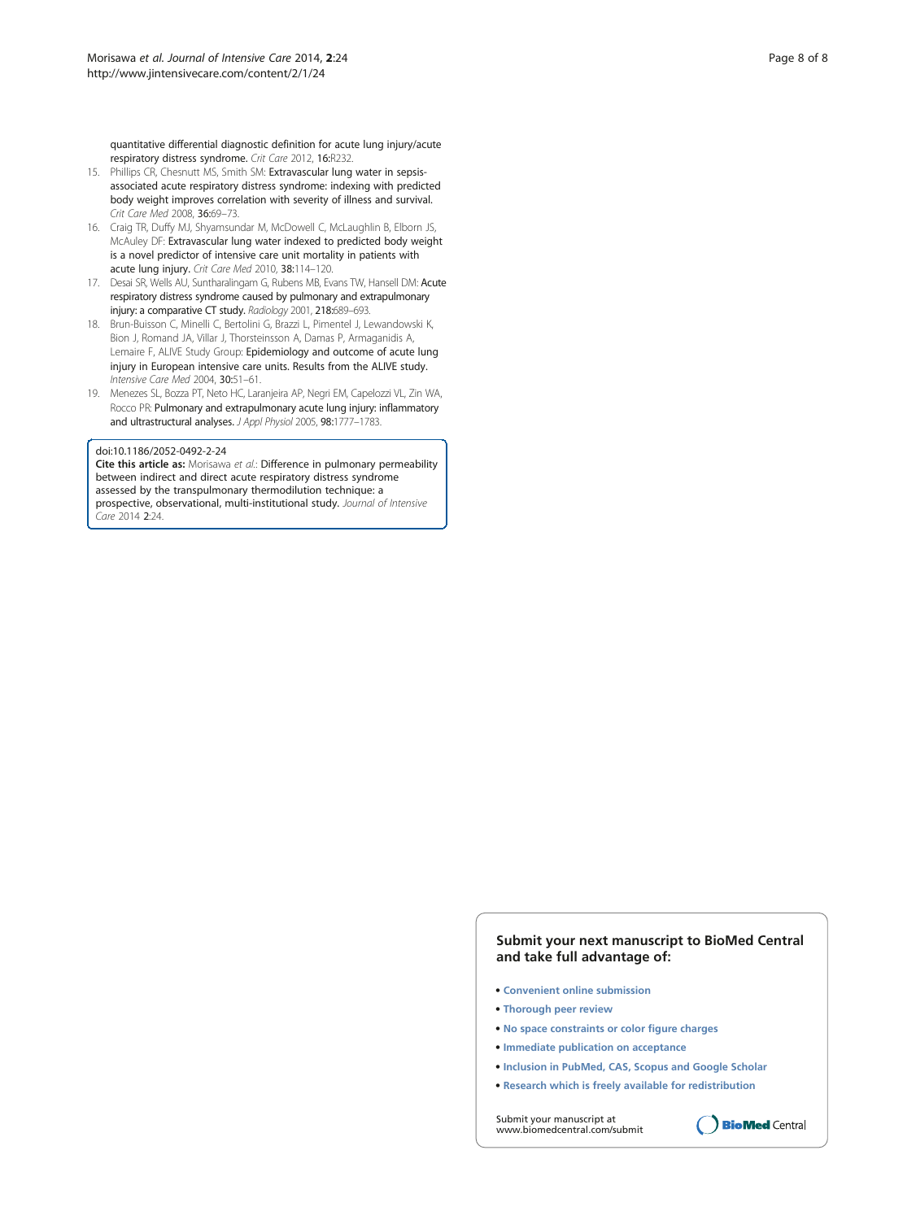quantitative differential diagnostic definition for acute lung injury/acute respiratory distress syndrome. *Crit Care* 2012, **16:**R232.

15. Phillips CR, Chesnutt MS, Smith SM: **Extravascular lung water in sepsis-associated acute respiratory distress syndrome: indexing with predicted body weight improves correlation with severity of illness and survival.** *Crit Care Med* 2008, **36:**69–73.
16. Craig TR, Duffy MJ, Shyamsundar M, McDowell C, McLaughlin B, Elborn JS, McAuley DF: **Extravascular lung water indexed to predicted body weight is a novel predictor of intensive care unit mortality in patients with acute lung injury.** *Crit Care Med* 2010, **38:**114–120.
17. Desai SR, Wells AU, Suntharalingam G, Rubens MB, Evans TW, Hansell DM: **Acute respiratory distress syndrome caused by pulmonary and extrapulmonary injury: a comparative CT study.** *Radiology* 2001, **218:**689–693.
18. Brun-Buisson C, Minelli C, Bertolini G, Brazzi L, Pimentel J, Lewandowski K, Bion J, Romand JA, Villar J, Thorsteinsson A, Damas P, Armaganidis A, Lemaire F, ALIVE Study Group: **Epidemiology and outcome of acute lung injury in European intensive care units. Results from the ALIVE study.** *Intensive Care Med* 2004, **30:**51–61.
19. Menezes SL, Bozza PT, Neto HC, Laranjeira AP, Negri EM, Capelozzi VL, Zin WA, Rocco PR: **Pulmonary and extrapulmonary acute lung injury: inflammatory and ultrastructural analyses.** *J Appl Physiol* 2005, **98:**1777–1783.

doi:10.1186/2052-0492-2-24

**Cite this article as:** Morisawa *et al.*: Difference in pulmonary permeability between indirect and direct acute respiratory distress syndrome assessed by the transpulmonary thermodilution technique: a prospective, observational, multi-institutional study. *Journal of Intensive Care* 2014 **2**:24.

**Submit your next manuscript to BioMed Central and take full advantage of:**

- **Convenient online submission**
- **Thorough peer review**
- **No space constraints or color figure charges**
- **Immediate publication on acceptance**
- **Inclusion in PubMed, CAS, Scopus and Google Scholar**
- **Research which is freely available for redistribution**

Submit your manuscript at
www.biomedcentral.com/submit

BioMed Central